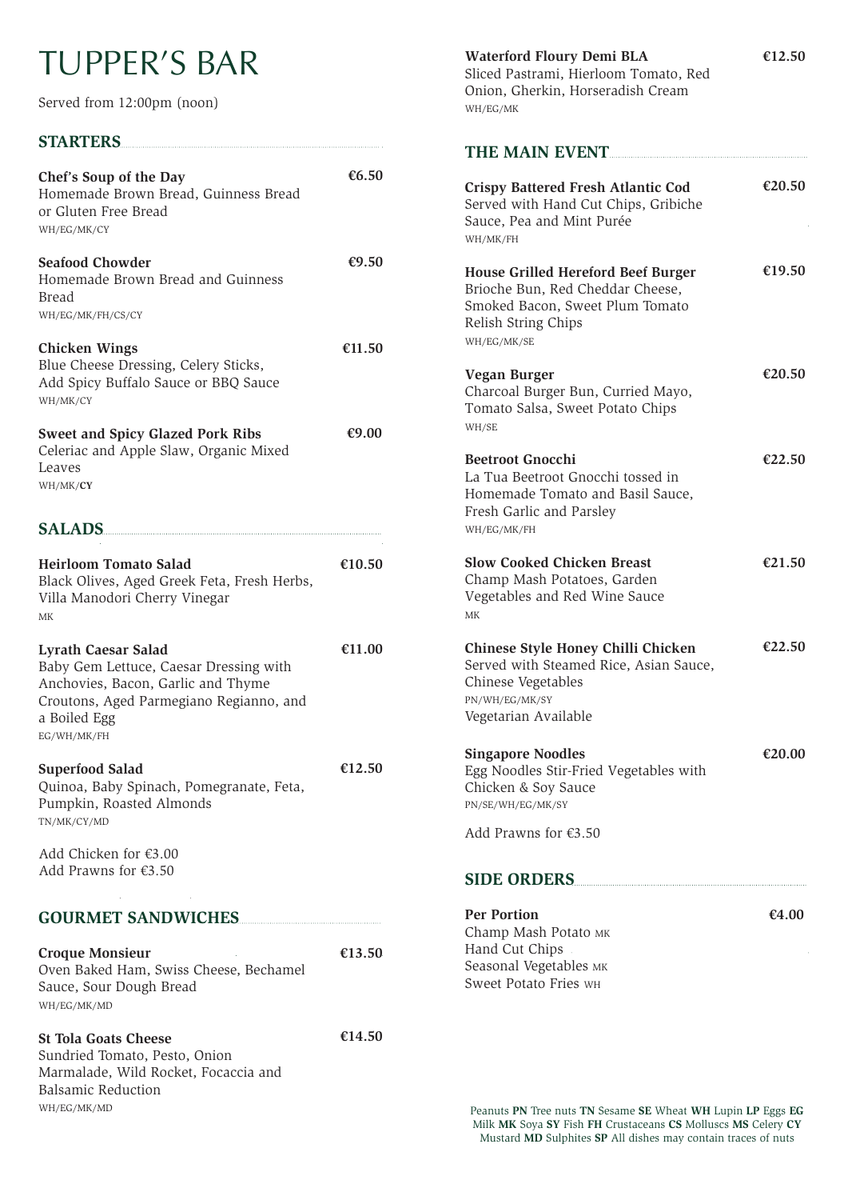# TUPPER'S BAR

Served from 12:00pm (noon)

## STARTERS

**Chef's Soup of the Day** €6.50
Homemade Brown Bread, Guinness Bread or Gluten Free Bread
WH/EG/MK/CY

**Seafood Chowder** €9.50
Homemade Brown Bread and Guinness Bread
WH/EG/MK/FH/CS/CY

**Chicken Wings** €11.50
Blue Cheese Dressing, Celery Sticks, Add Spicy Buffalo Sauce or BBQ Sauce
WH/MK/CY

**Sweet and Spicy Glazed Pork Ribs** €9.00
Celeriac and Apple Slaw, Organic Mixed Leaves
WH/MK/**CY**

## SALADS

**Heirloom Tomato Salad** €10.50
Black Olives, Aged Greek Feta, Fresh Herbs, Villa Manodori Cherry Vinegar
MK

**Lyrath Caesar Salad** €11.00
Baby Gem Lettuce, Caesar Dressing with Anchovies, Bacon, Garlic and Thyme Croutons, Aged Parmegiano Regianno, and a Boiled Egg
EG/WH/MK/FH

**Superfood Salad** €12.50
Quinoa, Baby Spinach, Pomegranate, Feta, Pumpkin, Roasted Almonds
TN/MK/CY/MD

Add Chicken for €3.00
Add Prawns for €3.50

## GOURMET SANDWICHES

**Croque Monsieur** €13.50
Oven Baked Ham, Swiss Cheese, Bechamel Sauce, Sour Dough Bread
WH/EG/MK/MD

**St Tola Goats Cheese** €14.50
Sundried Tomato, Pesto, Onion Marmalade, Wild Rocket, Focaccia and Balsamic Reduction
WH/EG/MK/MD

**Waterford Floury Demi BLA** €12.50
Sliced Pastrami, Hierloom Tomato, Red Onion, Gherkin, Horseradish Cream
WH/EG/MK

## THE MAIN EVENT

**Crispy Battered Fresh Atlantic Cod** €20.50
Served with Hand Cut Chips, Gribiche Sauce, Pea and Mint Purée
WH/MK/FH

**House Grilled Hereford Beef Burger** €19.50
Brioche Bun, Red Cheddar Cheese, Smoked Bacon, Sweet Plum Tomato Relish String Chips
WH/EG/MK/SE

**Vegan Burger** €20.50
Charcoal Burger Bun, Curried Mayo, Tomato Salsa, Sweet Potato Chips
WH/SE

**Beetroot Gnocchi** €22.50
La Tua Beetroot Gnocchi tossed in Homemade Tomato and Basil Sauce, Fresh Garlic and Parsley
WH/EG/MK/FH

**Slow Cooked Chicken Breast** €21.50
Champ Mash Potatoes, Garden Vegetables and Red Wine Sauce
MK

**Chinese Style Honey Chilli Chicken** €22.50
Served with Steamed Rice, Asian Sauce, Chinese Vegetables
PN/WH/EG/MK/SY
Vegetarian Available

**Singapore Noodles** €20.00
Egg Noodles Stir-Fried Vegetables with Chicken & Soy Sauce
PN/SE/WH/EG/MK/SY

Add Prawns for €3.50

## SIDE ORDERS

**Per Portion** €4.00
Champ Mash Potato MK
Hand Cut Chips
Seasonal Vegetables MK
Sweet Potato Fries WH

Peanuts **PN** Tree nuts **TN** Sesame **SE** Wheat **WH** Lupin **LP** Eggs **EG** Milk **MK** Soya **SY** Fish **FH** Crustaceans **CS** Molluscs **MS** Celery **CY** Mustard **MD** Sulphites **SP** All dishes may contain traces of nuts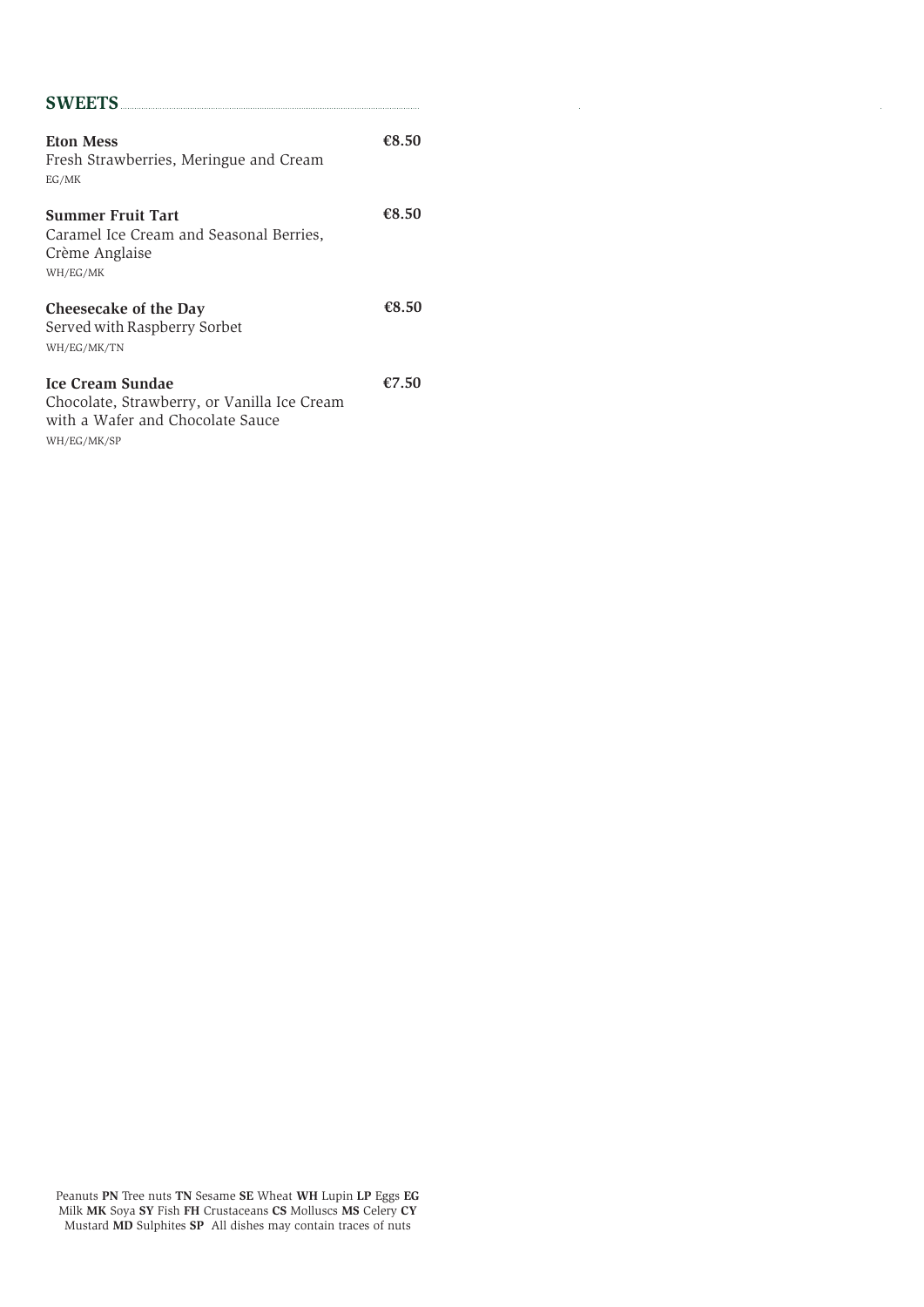## SWEETS

**Eton Mess** **€8.50**
Fresh Strawberries, Meringue and Cream
EG/MK

**Summer Fruit Tart** **€8.50**
Caramel Ice Cream and Seasonal Berries, Crème Anglaise
WH/EG/MK

**Cheesecake of the Day** **€8.50**
Served with Raspberry Sorbet
WH/EG/MK/TN

**Ice Cream Sundae** **€7.50**
Chocolate, Strawberry, or Vanilla Ice Cream with a Wafer and Chocolate Sauce
WH/EG/MK/SP

Peanuts **PN** Tree nuts **TN** Sesame **SE** Wheat **WH** Lupin **LP** Eggs **EG** Milk **MK** Soya **SY** Fish **FH** Crustaceans **CS** Molluscs **MS** Celery **CY** Mustard **MD** Sulphites **SP** All dishes may contain traces of nuts